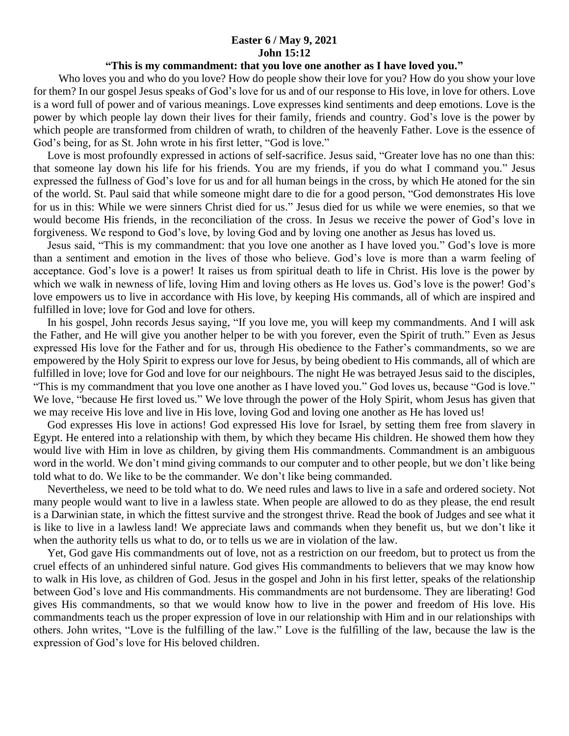**Easter 6 / May 9, 2021**
**John 15:12**
**"This is my commandment: that you love one another as I have loved you."**

Who loves you and who do you love? How do people show their love for you? How do you show your love for them? In our gospel Jesus speaks of God's love for us and of our response to His love, in love for others. Love is a word full of power and of various meanings. Love expresses kind sentiments and deep emotions. Love is the power by which people lay down their lives for their family, friends and country. God's love is the power by which people are transformed from children of wrath, to children of the heavenly Father. Love is the essence of God's being, for as St. John wrote in his first letter, "God is love."

Love is most profoundly expressed in actions of self-sacrifice. Jesus said, "Greater love has no one than this: that someone lay down his life for his friends. You are my friends, if you do what I command you." Jesus expressed the fullness of God's love for us and for all human beings in the cross, by which He atoned for the sin of the world. St. Paul said that while someone might dare to die for a good person, "God demonstrates His love for us in this: While we were sinners Christ died for us." Jesus died for us while we were enemies, so that we would become His friends, in the reconciliation of the cross. In Jesus we receive the power of God's love in forgiveness. We respond to God's love, by loving God and by loving one another as Jesus has loved us.

Jesus said, "This is my commandment: that you love one another as I have loved you." God's love is more than a sentiment and emotion in the lives of those who believe. God's love is more than a warm feeling of acceptance. God's love is a power! It raises us from spiritual death to life in Christ. His love is the power by which we walk in newness of life, loving Him and loving others as He loves us. God's love is the power! God's love empowers us to live in accordance with His love, by keeping His commands, all of which are inspired and fulfilled in love; love for God and love for others.

In his gospel, John records Jesus saying, "If you love me, you will keep my commandments. And I will ask the Father, and He will give you another helper to be with you forever, even the Spirit of truth." Even as Jesus expressed His love for the Father and for us, through His obedience to the Father's commandments, so we are empowered by the Holy Spirit to express our love for Jesus, by being obedient to His commands, all of which are fulfilled in love; love for God and love for our neighbours. The night He was betrayed Jesus said to the disciples, "This is my commandment that you love one another as I have loved you." God loves us, because "God is love." We love, "because He first loved us." We love through the power of the Holy Spirit, whom Jesus has given that we may receive His love and live in His love, loving God and loving one another as He has loved us!

God expresses His love in actions! God expressed His love for Israel, by setting them free from slavery in Egypt. He entered into a relationship with them, by which they became His children. He showed them how they would live with Him in love as children, by giving them His commandments. Commandment is an ambiguous word in the world. We don't mind giving commands to our computer and to other people, but we don't like being told what to do. We like to be the commander. We don't like being commanded.

Nevertheless, we need to be told what to do. We need rules and laws to live in a safe and ordered society. Not many people would want to live in a lawless state. When people are allowed to do as they please, the end result is a Darwinian state, in which the fittest survive and the strongest thrive. Read the book of Judges and see what it is like to live in a lawless land! We appreciate laws and commands when they benefit us, but we don't like it when the authority tells us what to do, or to tells us we are in violation of the law.

Yet, God gave His commandments out of love, not as a restriction on our freedom, but to protect us from the cruel effects of an unhindered sinful nature. God gives His commandments to believers that we may know how to walk in His love, as children of God. Jesus in the gospel and John in his first letter, speaks of the relationship between God's love and His commandments. His commandments are not burdensome. They are liberating! God gives His commandments, so that we would know how to live in the power and freedom of His love. His commandments teach us the proper expression of love in our relationship with Him and in our relationships with others. John writes, "Love is the fulfilling of the law." Love is the fulfilling of the law, because the law is the expression of God's love for His beloved children.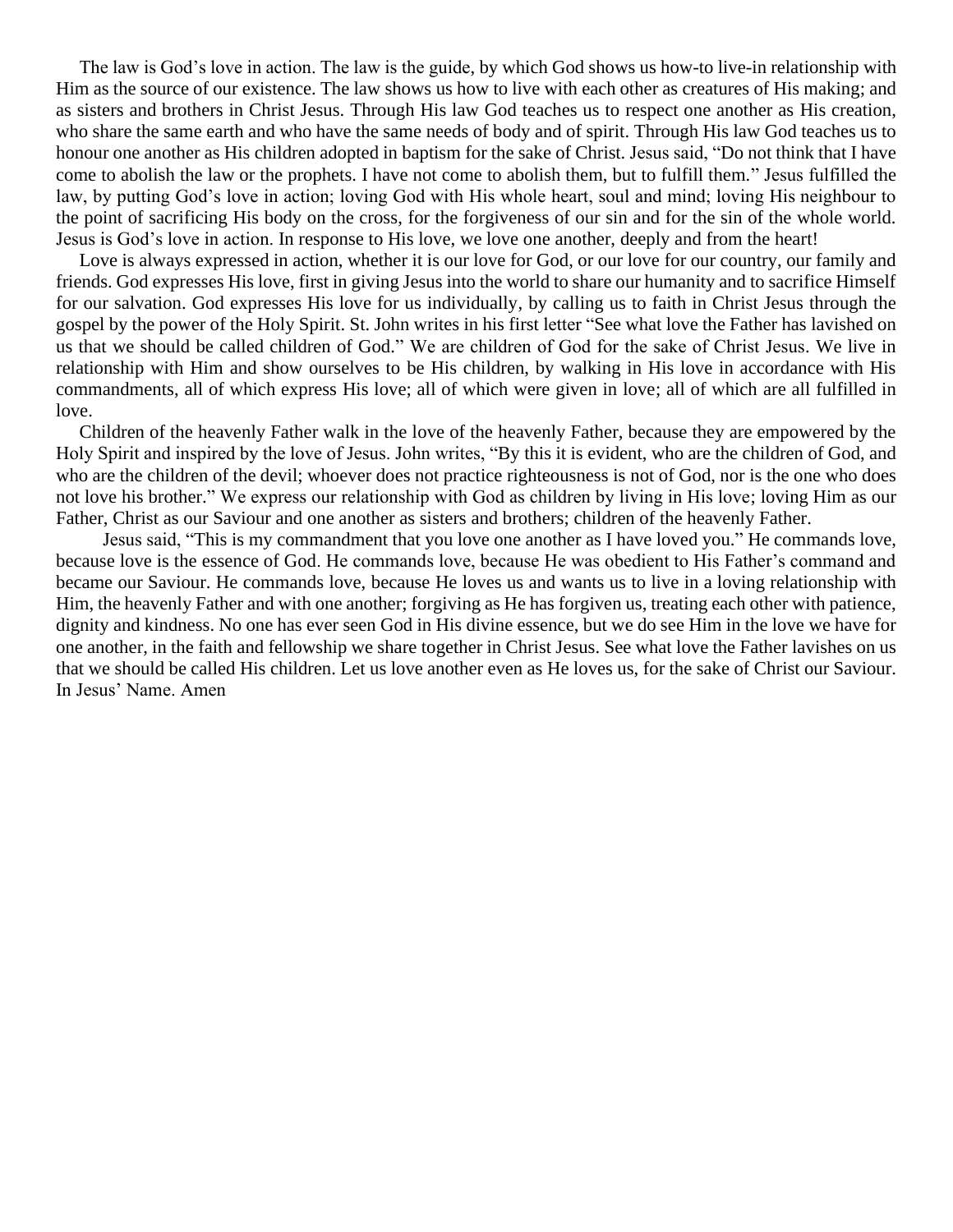The law is God’s love in action. The law is the guide, by which God shows us how-to live-in relationship with Him as the source of our existence. The law shows us how to live with each other as creatures of His making; and as sisters and brothers in Christ Jesus. Through His law God teaches us to respect one another as His creation, who share the same earth and who have the same needs of body and of spirit. Through His law God teaches us to honour one another as His children adopted in baptism for the sake of Christ. Jesus said, “Do not think that I have come to abolish the law or the prophets. I have not come to abolish them, but to fulfill them.” Jesus fulfilled the law, by putting God’s love in action; loving God with His whole heart, soul and mind; loving His neighbour to the point of sacrificing His body on the cross, for the forgiveness of our sin and for the sin of the whole world. Jesus is God’s love in action. In response to His love, we love one another, deeply and from the heart!

Love is always expressed in action, whether it is our love for God, or our love for our country, our family and friends. God expresses His love, first in giving Jesus into the world to share our humanity and to sacrifice Himself for our salvation. God expresses His love for us individually, by calling us to faith in Christ Jesus through the gospel by the power of the Holy Spirit. St. John writes in his first letter “See what love the Father has lavished on us that we should be called children of God.” We are children of God for the sake of Christ Jesus. We live in relationship with Him and show ourselves to be His children, by walking in His love in accordance with His commandments, all of which express His love; all of which were given in love; all of which are all fulfilled in love.

Children of the heavenly Father walk in the love of the heavenly Father, because they are empowered by the Holy Spirit and inspired by the love of Jesus. John writes, “By this it is evident, who are the children of God, and who are the children of the devil; whoever does not practice righteousness is not of God, nor is the one who does not love his brother.” We express our relationship with God as children by living in His love; loving Him as our Father, Christ as our Saviour and one another as sisters and brothers; children of the heavenly Father.

Jesus said, “This is my commandment that you love one another as I have loved you.” He commands love, because love is the essence of God. He commands love, because He was obedient to His Father’s command and became our Saviour. He commands love, because He loves us and wants us to live in a loving relationship with Him, the heavenly Father and with one another; forgiving as He has forgiven us, treating each other with patience, dignity and kindness. No one has ever seen God in His divine essence, but we do see Him in the love we have for one another, in the faith and fellowship we share together in Christ Jesus. See what love the Father lavishes on us that we should be called His children. Let us love another even as He loves us, for the sake of Christ our Saviour. In Jesus’ Name. Amen